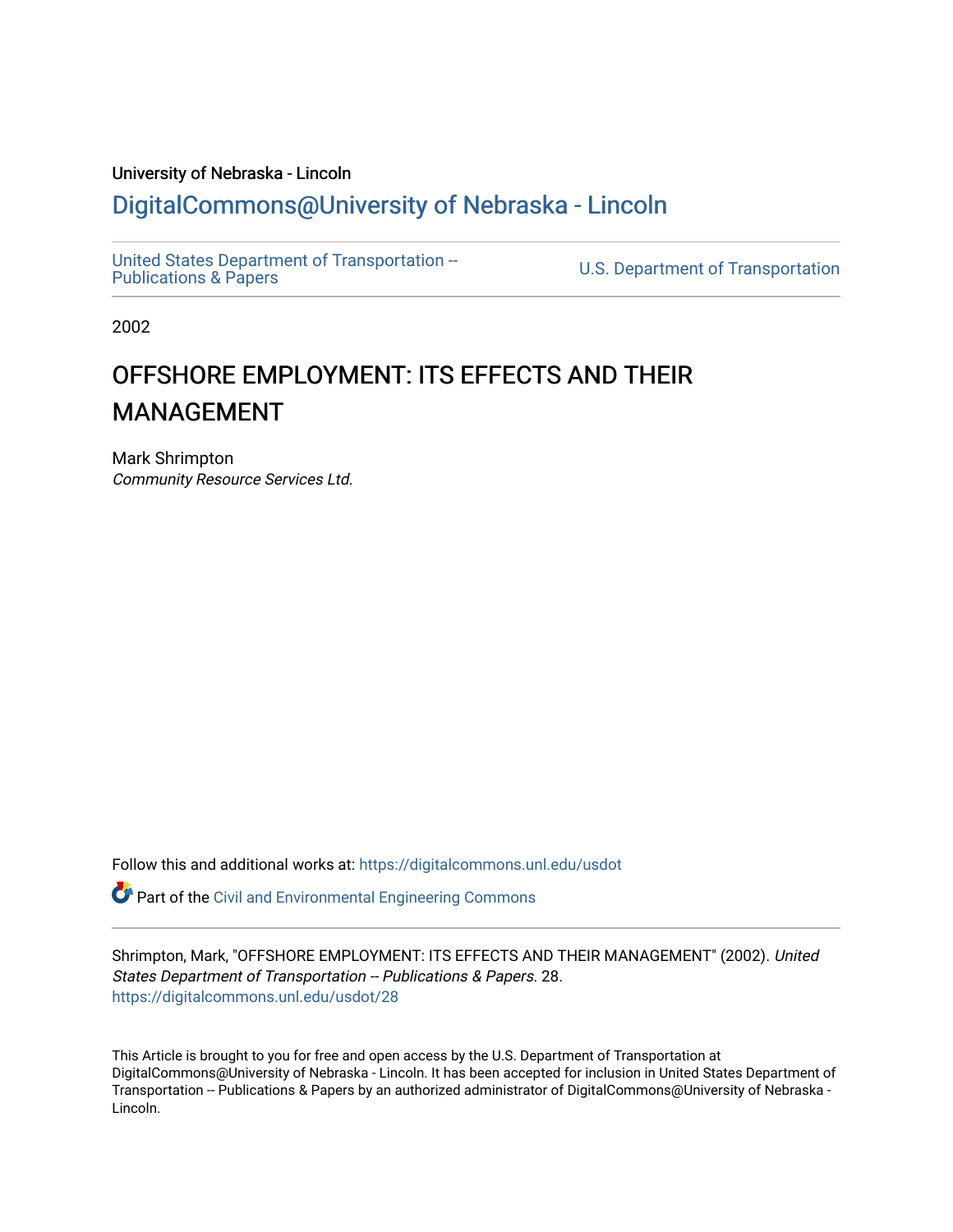University of Nebraska - Lincoln

DigitalCommons@University of Nebraska - Lincoln

United States Department of Transportation -- Publications & Papers

U.S. Department of Transportation

2002

# OFFSHORE EMPLOYMENT: ITS EFFECTS AND THEIR MANAGEMENT

Mark Shrimpton
*Community Resource Services Ltd.*

Follow this and additional works at: https://digitalcommons.unl.edu/usdot

Part of the Civil and Environmental Engineering Commons

Shrimpton, Mark, "OFFSHORE EMPLOYMENT: ITS EFFECTS AND THEIR MANAGEMENT" (2002). *United States Department of Transportation -- Publications & Papers*. 28.
https://digitalcommons.unl.edu/usdot/28

This Article is brought to you for free and open access by the U.S. Department of Transportation at DigitalCommons@University of Nebraska - Lincoln. It has been accepted for inclusion in United States Department of Transportation -- Publications & Papers by an authorized administrator of DigitalCommons@University of Nebraska - Lincoln.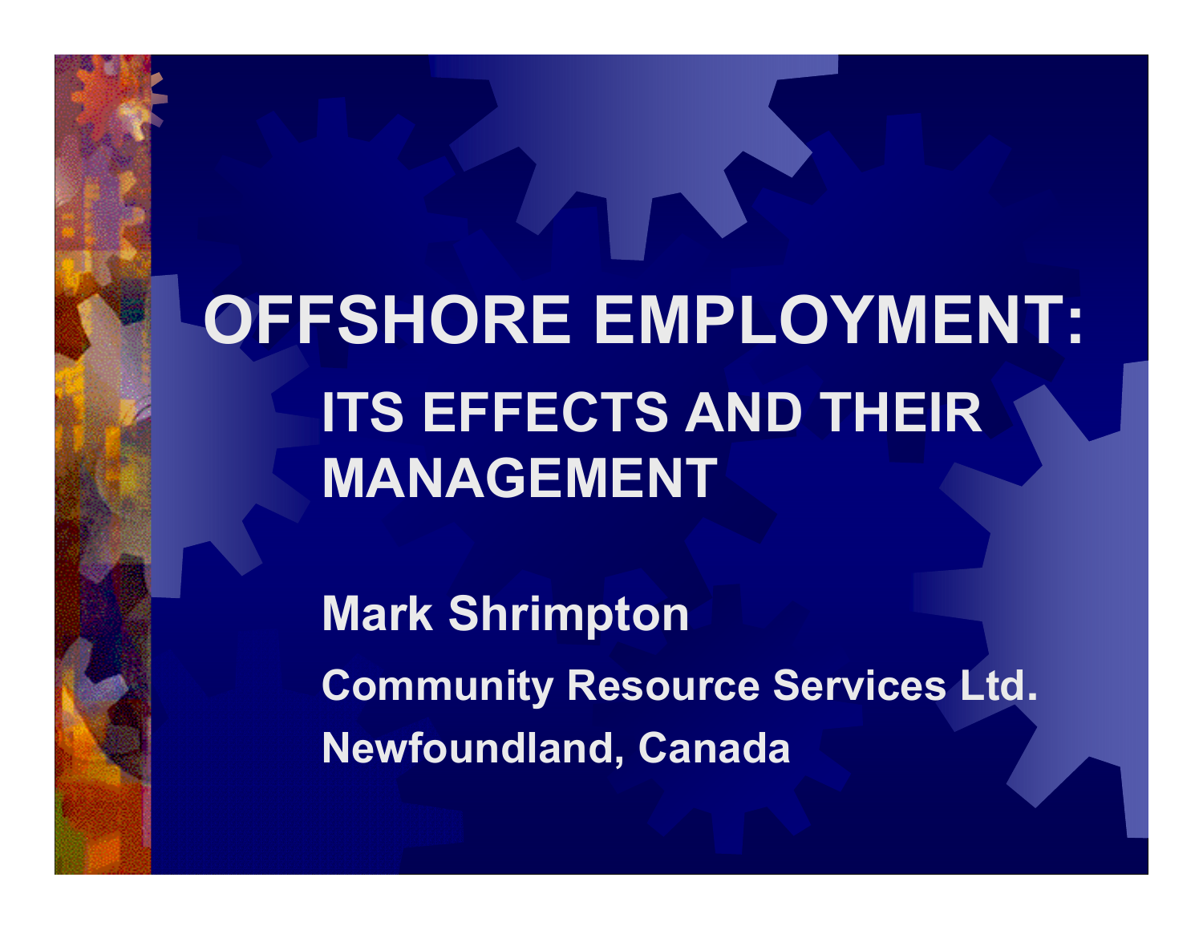# OFFSHORE EMPLOYMENT:

## ITS EFFECTS AND THEIR MANAGEMENT

**Mark Shrimpton**

**Community Resource Services Ltd.**

**Newfoundland, Canada**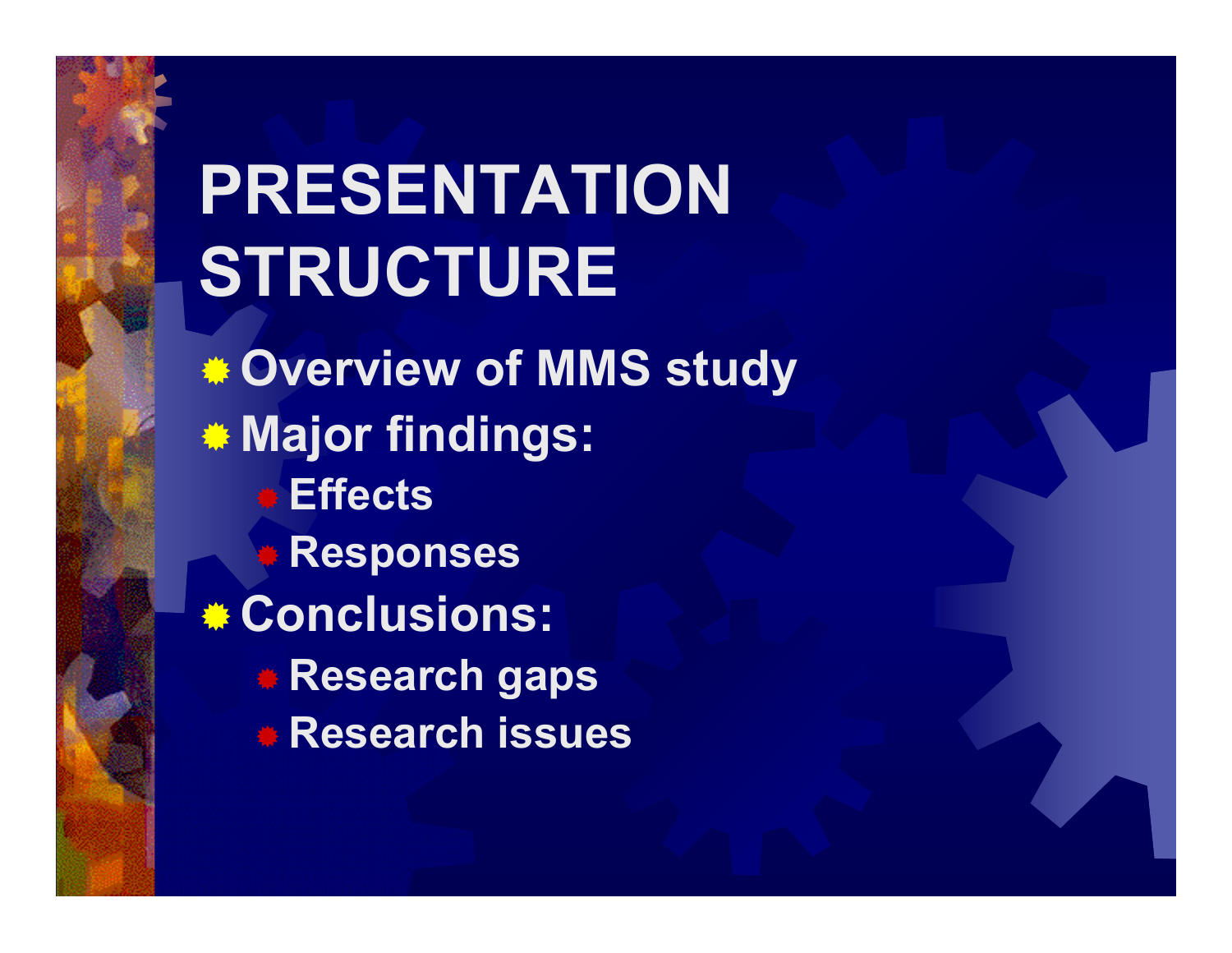# PRESENTATION STRUCTURE

- Overview of MMS study
- Major findings:
  - Effects
  - Responses
- Conclusions:
  - Research gaps
  - Research issues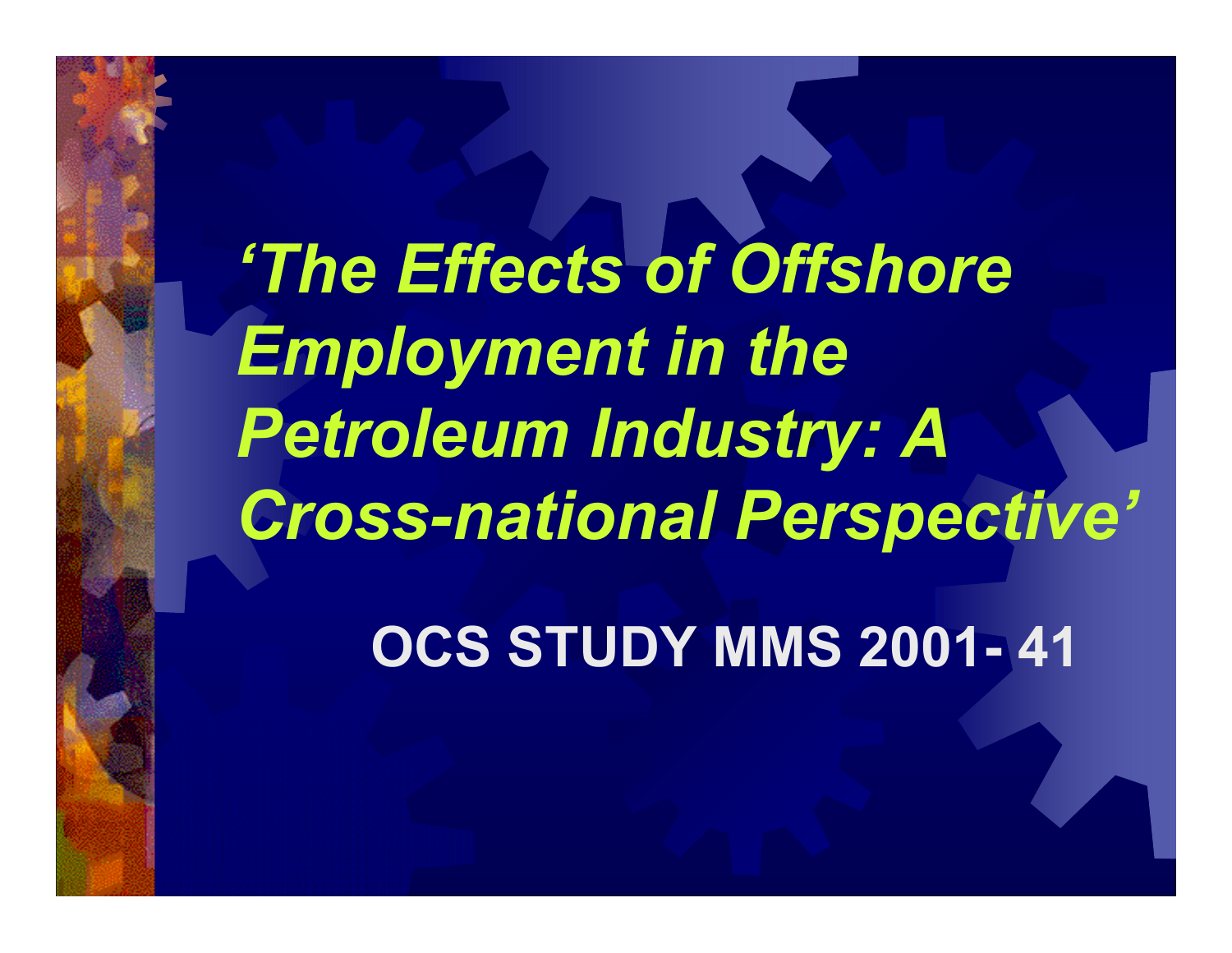# *'The Effects of Offshore Employment in the Petroleum Industry: A Cross-national Perspective'*

**OCS STUDY MMS 2001- 41**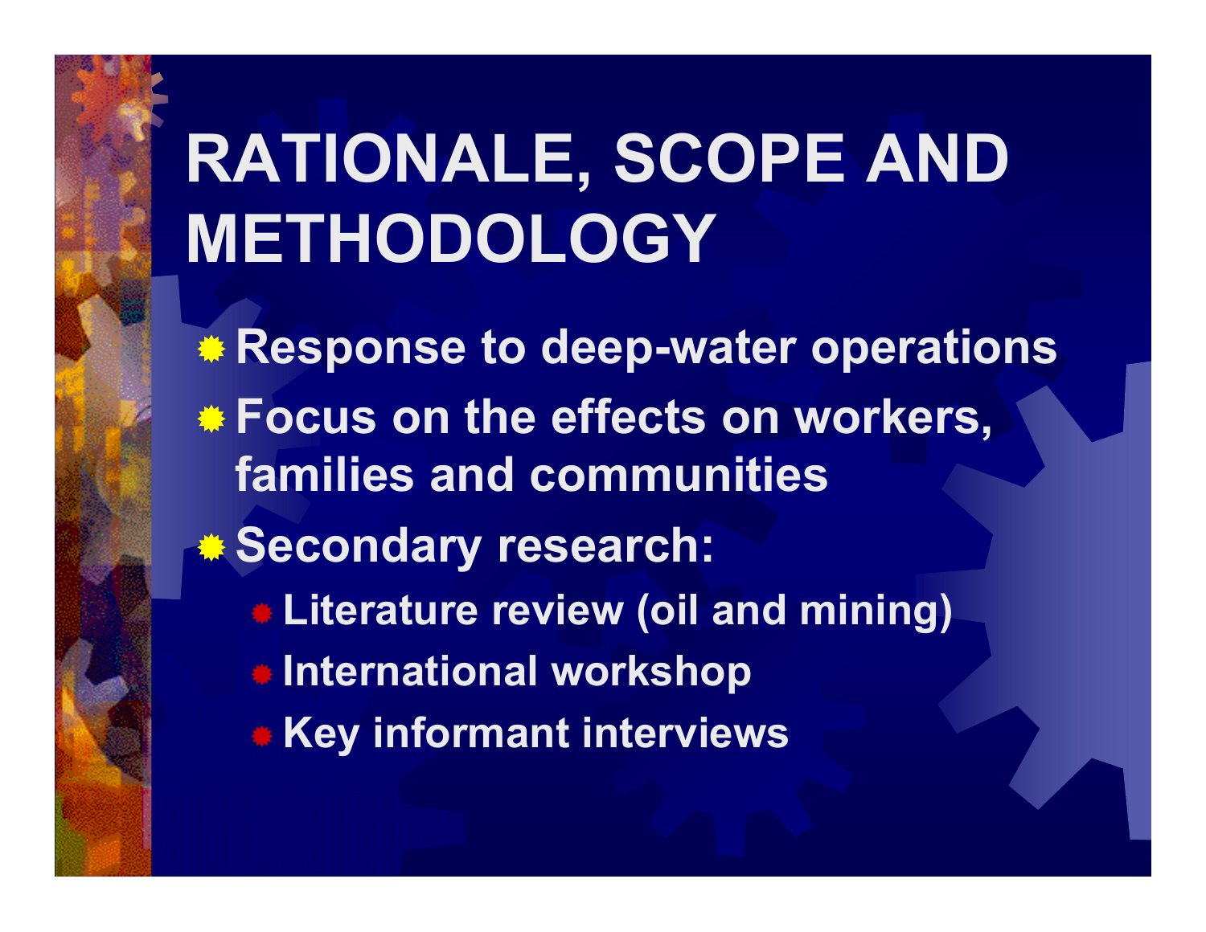# RATIONALE, SCOPE AND METHODOLOGY

- Response to deep-water operations
- Focus on the effects on workers, families and communities
- Secondary research:
  - Literature review (oil and mining)
  - International workshop
  - Key informant interviews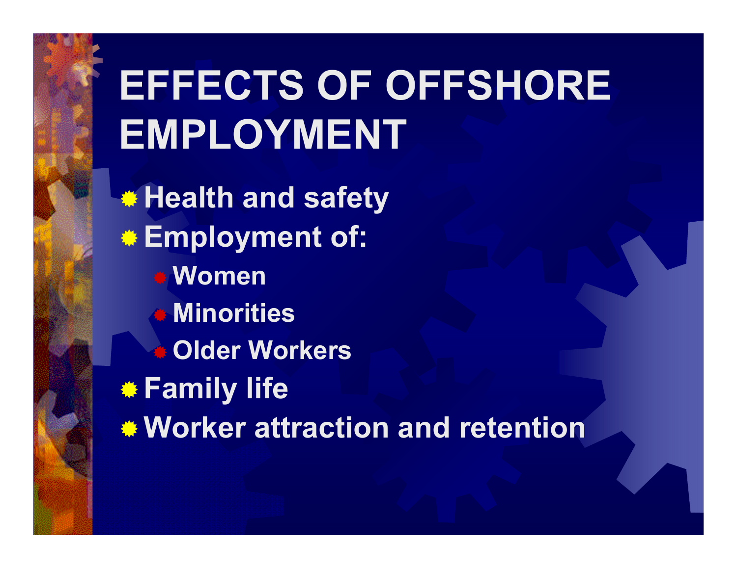# EFFECTS OF OFFSHORE EMPLOYMENT

- Health and safety
- Employment of:
  - Women
  - Minorities
  - Older Workers
- Family life
- Worker attraction and retention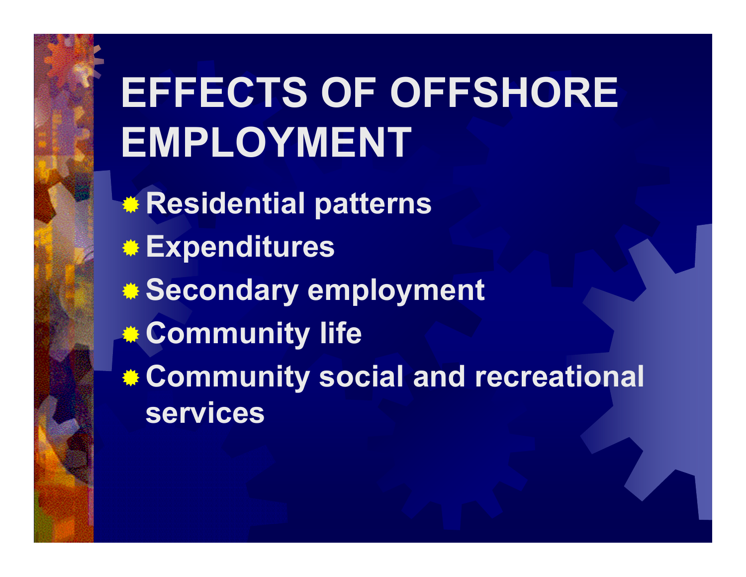# EFFECTS OF OFFSHORE EMPLOYMENT

- Residential patterns
- Expenditures
- Secondary employment
- Community life
- Community social and recreational services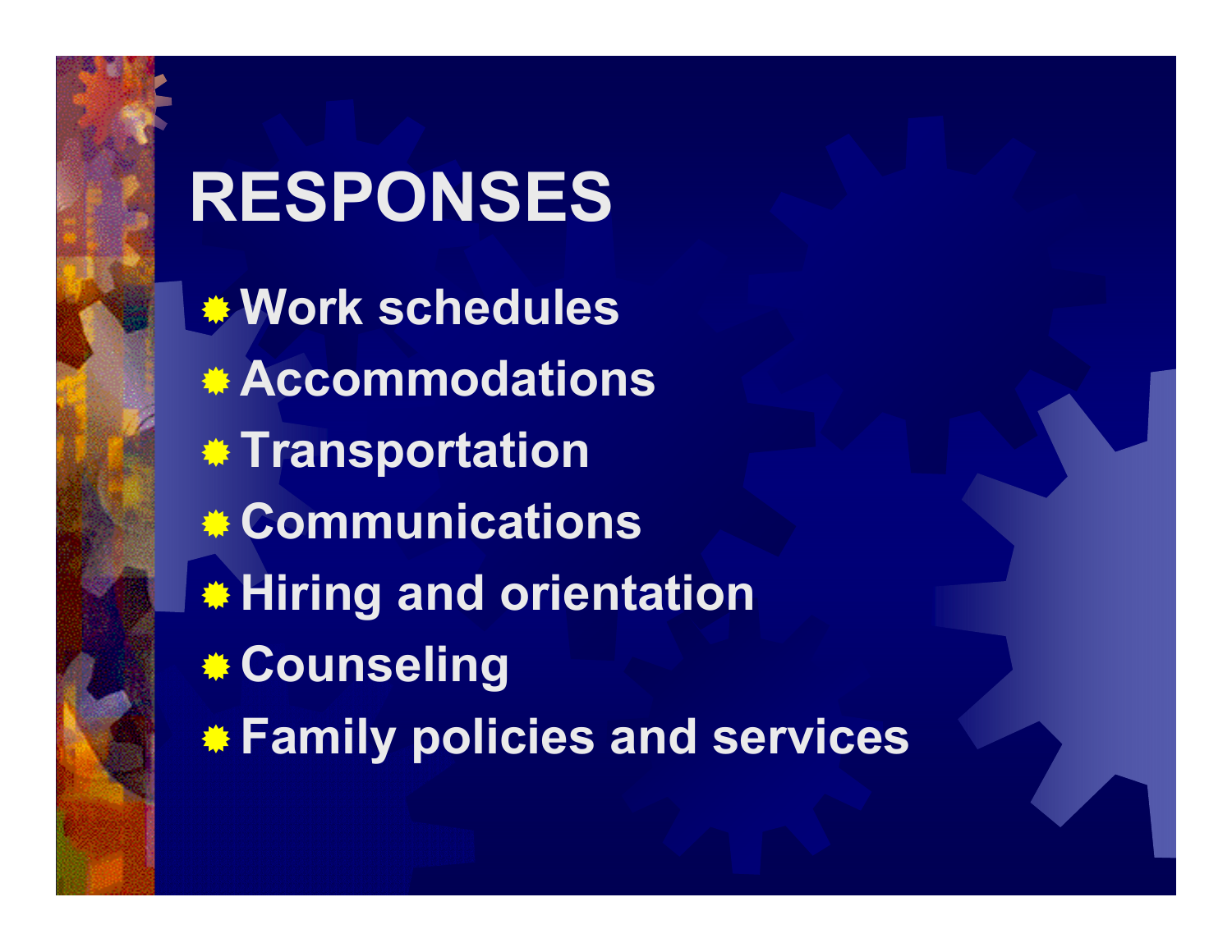# RESPONSES

- Work schedules
- Accommodations
- Transportation
- Communications
- Hiring and orientation
- Counseling
- Family policies and services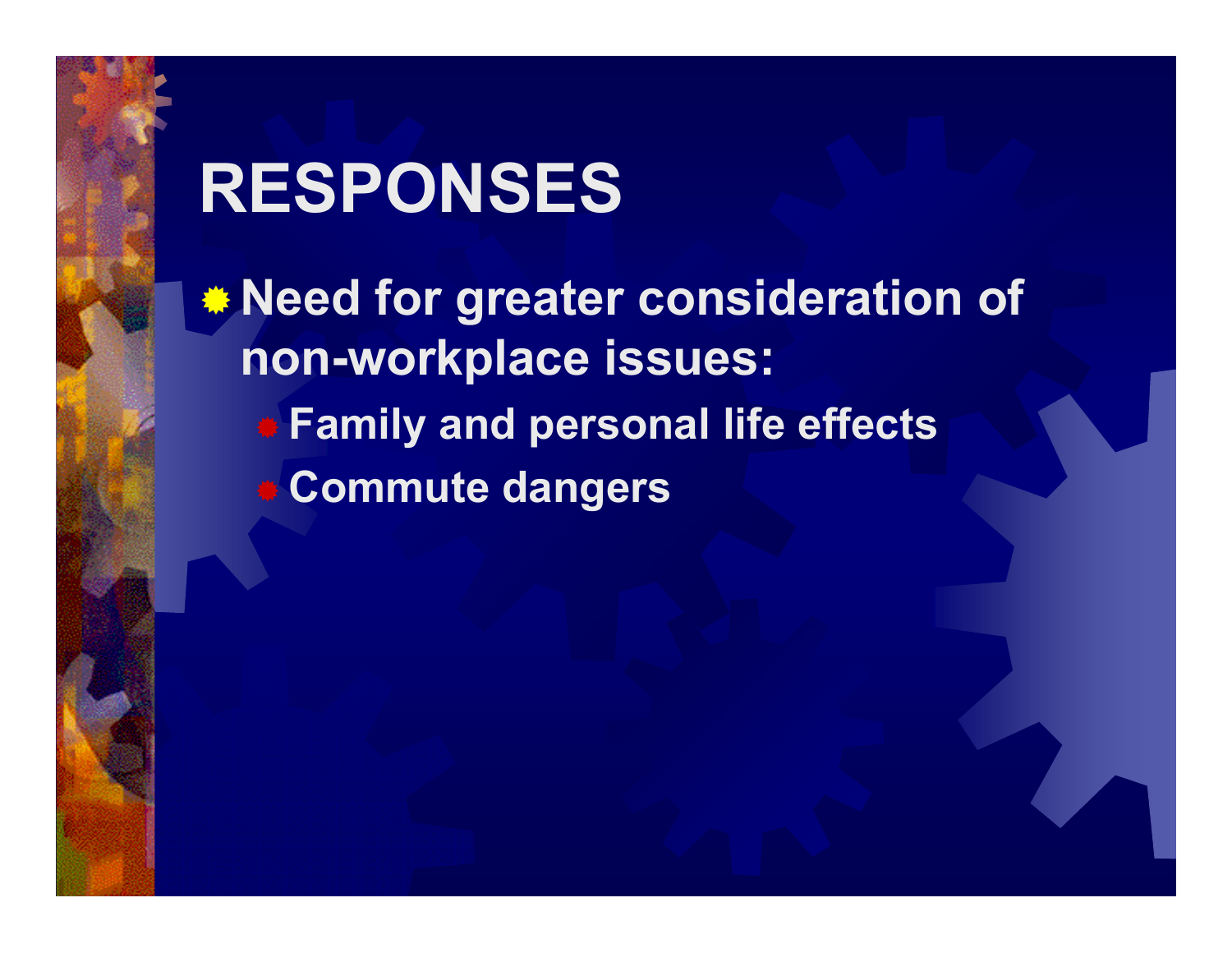# RESPONSES

- Need for greater consideration of non-workplace issues:
  - Family and personal life effects
  - Commute dangers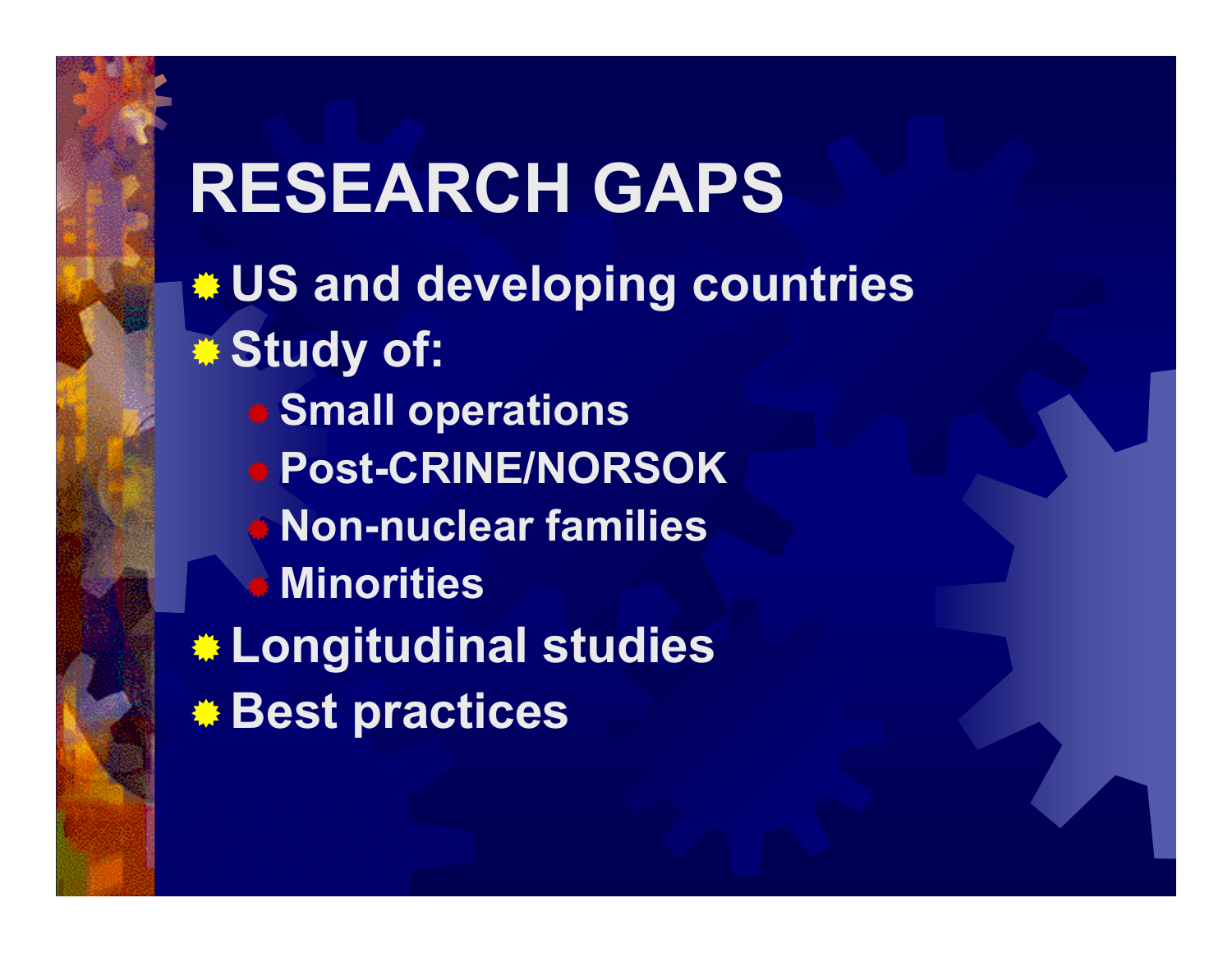# RESEARCH GAPS

- US and developing countries
- Study of:
  - Small operations
  - Post-CRINE/NORSOK
  - Non-nuclear families
  - Minorities
- Longitudinal studies
- Best practices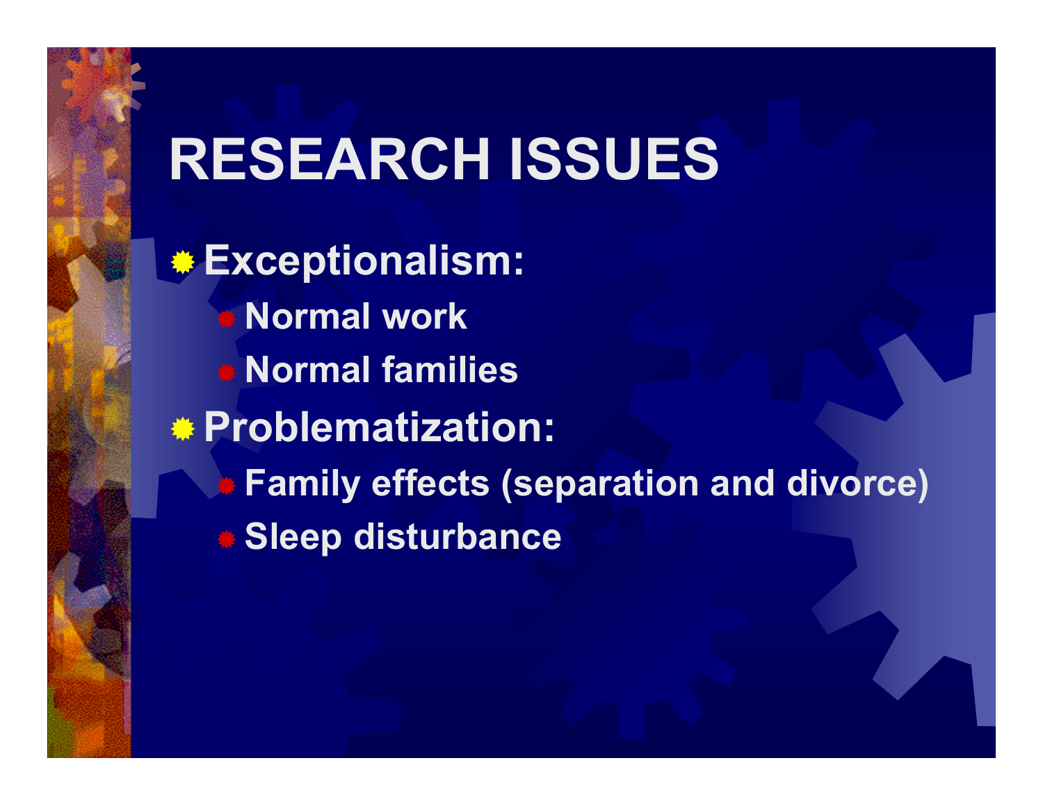# RESEARCH ISSUES

- **Exceptionalism:**
  - **Normal work**
  - **Normal families**
- **Problematization:**
  - **Family effects (separation and divorce)**
  - **Sleep disturbance**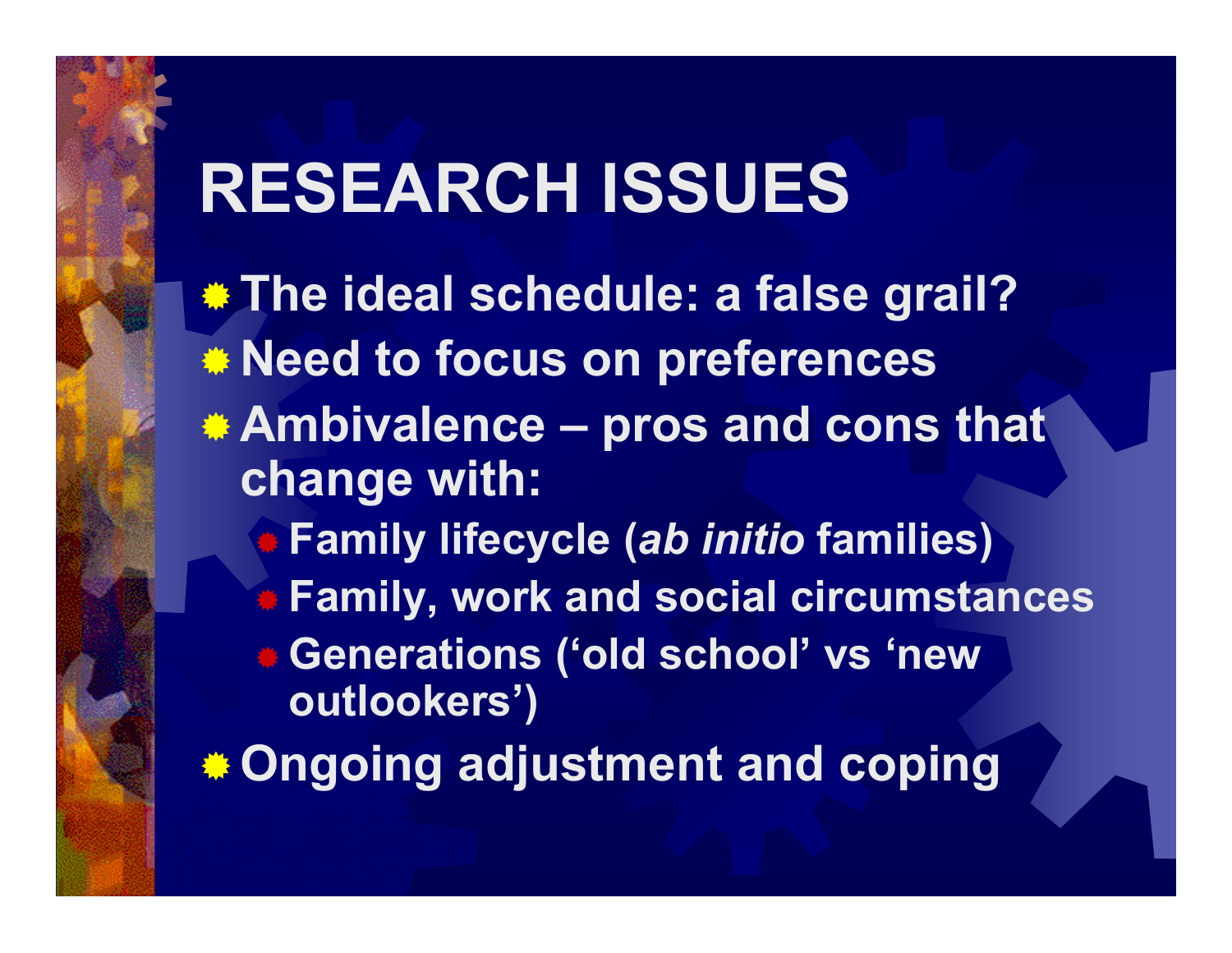# RESEARCH ISSUES

- The ideal schedule: a false grail?
- Need to focus on preferences
- Ambivalence – pros and cons that change with:
  - Family lifecycle (*ab initio* families)
  - Family, work and social circumstances
  - Generations ('old school' vs 'new outlookers')
- Ongoing adjustment and coping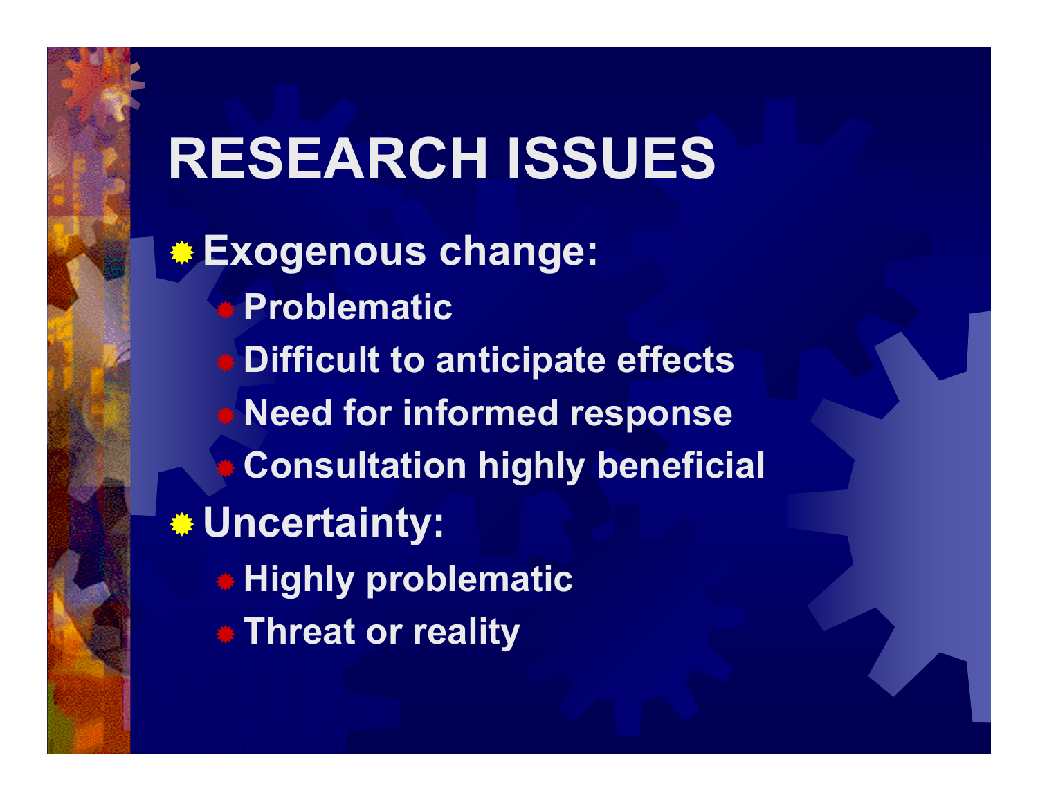# RESEARCH ISSUES

- **Exogenous change:**
  - **Problematic**
  - **Difficult to anticipate effects**
  - **Need for informed response**
  - **Consultation highly beneficial**
- **Uncertainty:**
  - **Highly problematic**
  - **Threat or reality**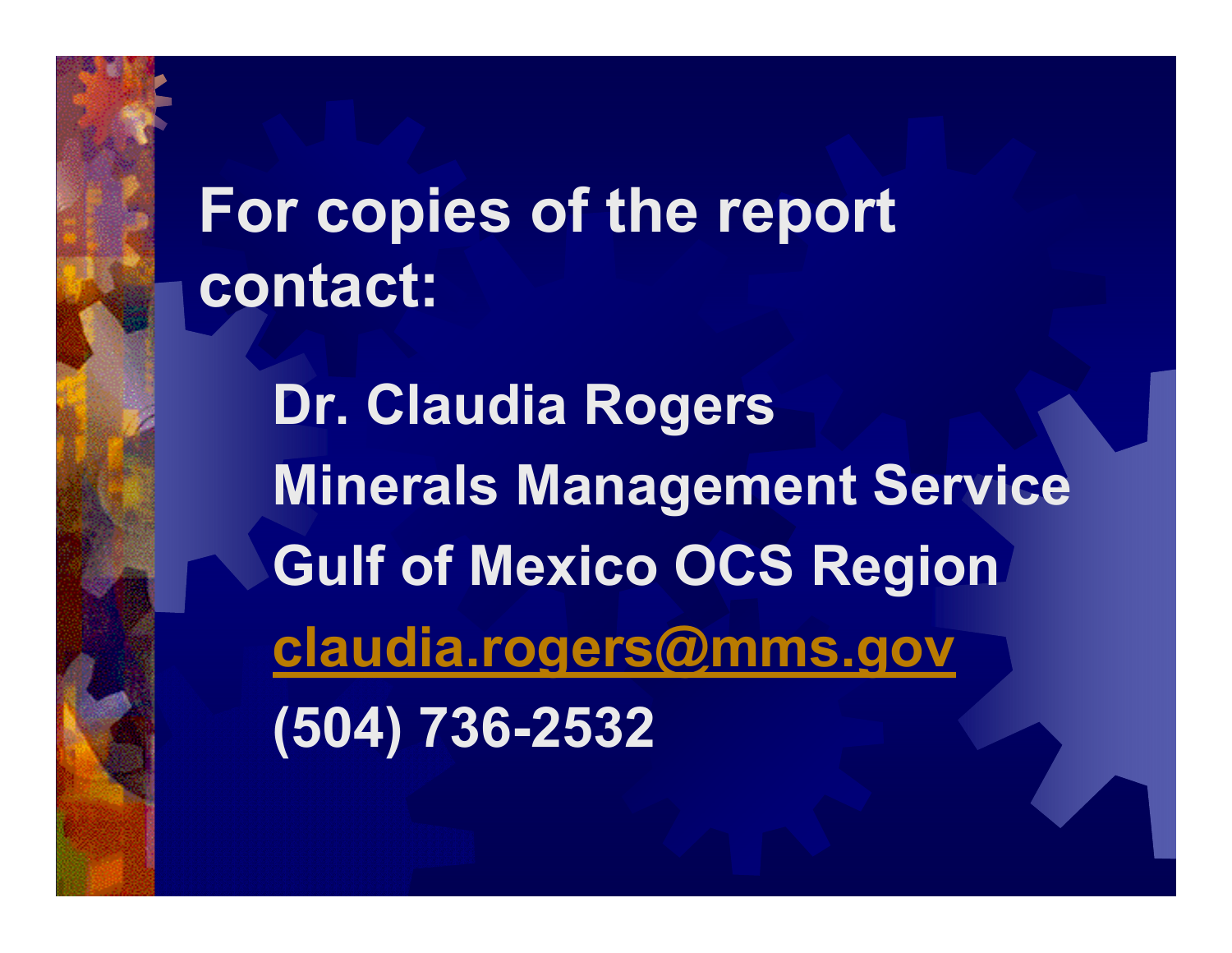# For copies of the report contact:

Dr. Claudia Rogers

Minerals Management Service

Gulf of Mexico OCS Region

claudia.rogers@mms.gov

(504) 736-2532